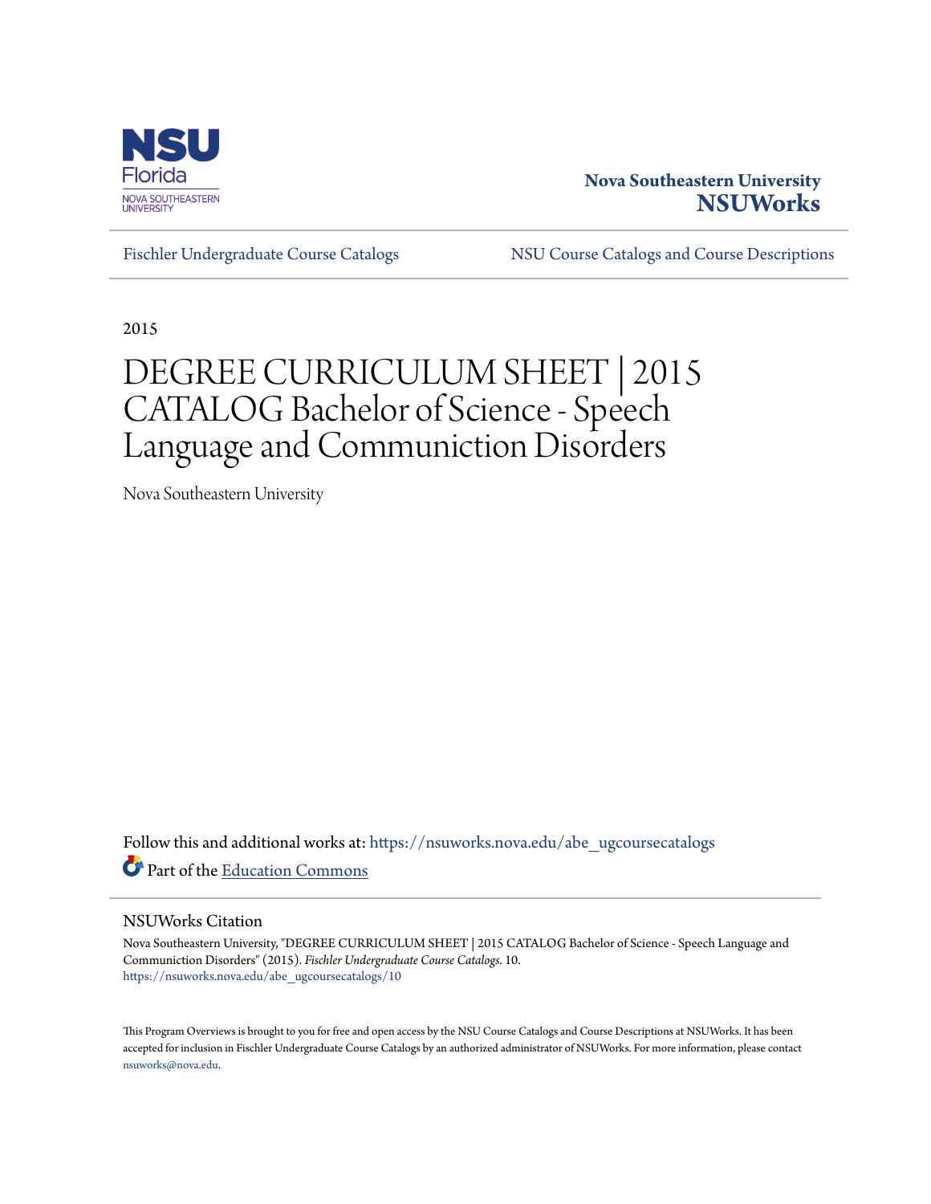NSU Florida
NOVA SOUTHEASTERN UNIVERSITY

**Nova Southeastern University**
**NSUWorks**

Fischler Undergraduate Course Catalogs | NSU Course Catalogs and Course Descriptions

2015

# DEGREE CURRICULUM SHEET | 2015 CATALOG Bachelor of Science - Speech Language and Communiction Disorders

Nova Southeastern University

Follow this and additional works at: https://nsuworks.nova.edu/abe_ugcoursecatalogs

Part of the Education Commons

## NSUWorks Citation

Nova Southeastern University, "DEGREE CURRICULUM SHEET | 2015 CATALOG Bachelor of Science - Speech Language and Communiction Disorders" (2015). *Fischler Undergraduate Course Catalogs*. 10.
https://nsuworks.nova.edu/abe_ugcoursecatalogs/10

This Program Overviews is brought to you for free and open access by the NSU Course Catalogs and Course Descriptions at NSUWorks. It has been accepted for inclusion in Fischler Undergraduate Course Catalogs by an authorized administrator of NSUWorks. For more information, please contact nsuworks@nova.edu.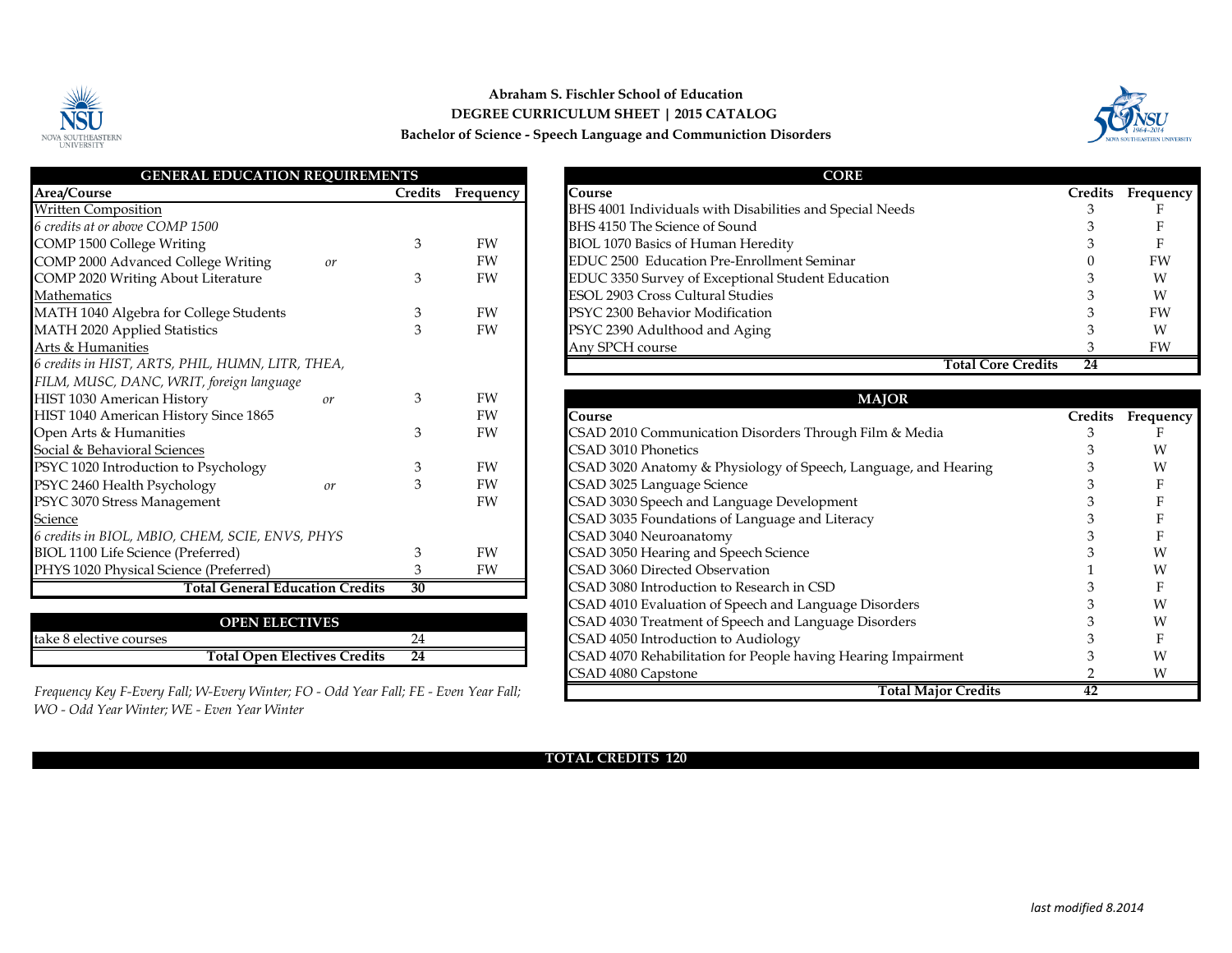**Abraham S. Fischler School of Education**
**DEGREE CURRICULUM SHEET | 2015 CATALOG**
**Bachelor of Science - Speech Language and Communiction Disorders**

| GENERAL EDUCATION REQUIREMENTS | | | |
|---|---|---|---|
| **Area/Course** | | **Credits** | **Frequency** |
| Written Composition | | | |
| *6 credits at or above COMP 1500* | | | |
| COMP 1500 College Writing | | 3 | FW |
| COMP 2000 Advanced College Writing | *or* | | FW |
| COMP 2020 Writing About Literature | | 3 | FW |
| Mathematics | | | |
| MATH 1040 Algebra for College Students | | 3 | FW |
| MATH 2020 Applied Statistics | | 3 | FW |
| Arts & Humanities | | | |
| *6 credits in HIST, ARTS, PHIL, HUMN, LITR, THEA, FILM, MUSC, DANC, WRIT, foreign language* | | | |
| HIST 1030 American History | *or* | 3 | FW |
| HIST 1040 American History Since 1865 | | | FW |
| Open Arts & Humanities | | 3 | FW |
| Social & Behavioral Sciences | | | |
| PSYC 1020 Introduction to Psychology | | 3 | FW |
| PSYC 2460 Health Psychology | *or* | 3 | FW |
| PSYC 3070 Stress Management | | | FW |
| Science | | | |
| *6 credits in BIOL, MBIO, CHEM, SCIE, ENVS, PHYS* | | | |
| BIOL 1100 Life Science (Preferred) | | 3 | FW |
| PHYS 1020 Physical Science (Preferred) | | 3 | FW |
| **Total General Education Credits** | | **30** | |

| OPEN ELECTIVES | |
|---|---|
| take 8 elective courses | 24 |
| **Total Open Electives Credits** | **24** |

*Frequency Key F-Every Fall; W-Every Winter; FO - Odd Year Fall; FE - Even Year Fall; WO - Odd Year Winter; WE - Even Year Winter*

| CORE | | |
|---|---|---|
| **Course** | **Credits** | **Frequency** |
| BHS 4001 Individuals with Disabilities and Special Needs | 3 | F |
| BHS 4150 The Science of Sound | 3 | F |
| BIOL 1070 Basics of Human Heredity | 3 | F |
| EDUC 2500 Education Pre-Enrollment Seminar | 0 | FW |
| EDUC 3350 Survey of Exceptional Student Education | 3 | W |
| ESOL 2903 Cross Cultural Studies | 3 | W |
| PSYC 2300 Behavior Modification | 3 | FW |
| PSYC 2390 Adulthood and Aging | 3 | W |
| Any SPCH course | 3 | FW |
| **Total Core Credits** | **24** | |

| MAJOR | | |
|---|---|---|
| **Course** | **Credits** | **Frequency** |
| CSAD 2010 Communication Disorders Through Film & Media | 3 | F |
| CSAD 3010 Phonetics | 3 | W |
| CSAD 3020 Anatomy & Physiology of Speech, Language, and Hearing | 3 | W |
| CSAD 3025 Language Science | 3 | F |
| CSAD 3030 Speech and Language Development | 3 | F |
| CSAD 3035 Foundations of Language and Literacy | 3 | F |
| CSAD 3040 Neuroanatomy | 3 | F |
| CSAD 3050 Hearing and Speech Science | 3 | W |
| CSAD 3060 Directed Observation | 1 | W |
| CSAD 3080 Introduction to Research in CSD | 3 | F |
| CSAD 4010 Evaluation of Speech and Language Disorders | 3 | W |
| CSAD 4030 Treatment of Speech and Language Disorders | 3 | W |
| CSAD 4050 Introduction to Audiology | 3 | F |
| CSAD 4070 Rehabilitation for People having Hearing Impairment | 3 | W |
| CSAD 4080 Capstone | 2 | W |
| **Total Major Credits** | **42** | |

**TOTAL CREDITS 120**

*last modified 8.2014*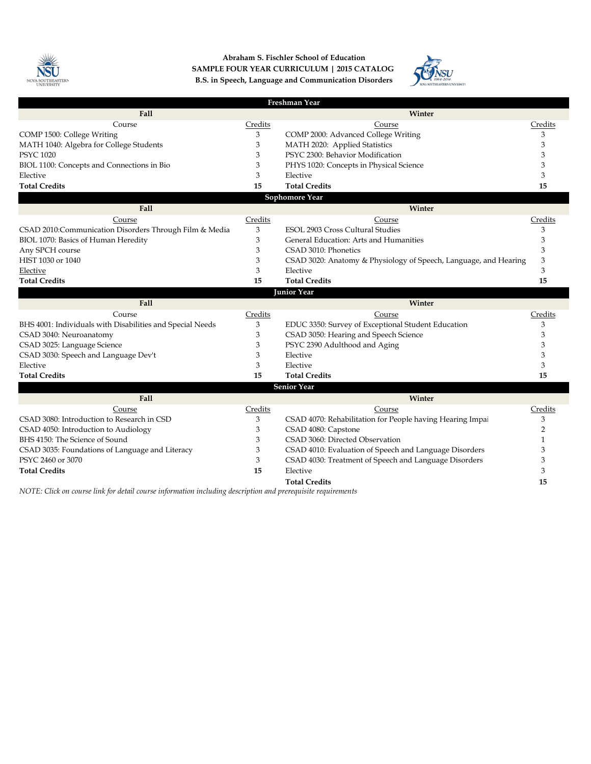**Abraham S. Fischler School of Education**
**SAMPLE FOUR YEAR CURRICULUM | 2015 CATALOG**
**B.S. in Speech, Language and Communication Disorders**

| **Freshman Year** | | | |
|---|---|---|---|
| **Fall** | | **Winter** | |
| Course | Credits | Course | Credits |
| COMP 1500: College Writing | 3 | COMP 2000: Advanced College Writing | 3 |
| MATH 1040: Algebra for College Students | 3 | MATH 2020: Applied Statistics | 3 |
| PSYC 1020 | 3 | PSYC 2300: Behavior Modification | 3 |
| BIOL 1100: Concepts and Connections in Bio | 3 | PHYS 1020: Concepts in Physical Science | 3 |
| Elective | 3 | Elective | 3 |
| **Total Credits** | **15** | **Total Credits** | **15** |

| **Sophomore Year** | | | |
|---|---|---|---|
| **Fall** | | **Winter** | |
| Course | Credits | Course | Credits |
| CSAD 2010:Communication Disorders Through Film & Media | 3 | ESOL 2903 Cross Cultural Studies | 3 |
| BIOL 1070: Basics of Human Heredity | 3 | General Education: Arts and Humanities | 3 |
| Any SPCH course | 3 | CSAD 3010: Phonetics | 3 |
| HIST 1030 or 1040 | 3 | CSAD 3020: Anatomy & Physiology of Speech, Language, and Hearing | 3 |
| Elective | 3 | Elective | 3 |
| **Total Credits** | **15** | **Total Credits** | **15** |

| **Junior Year** | | | |
|---|---|---|---|
| **Fall** | | **Winter** | |
| Course | Credits | Course | Credits |
| BHS 4001: Individuals with Disabilities and Special Needs | 3 | EDUC 3350: Survey of Exceptional Student Education | 3 |
| CSAD 3040: Neuroanatomy | 3 | CSAD 3050: Hearing and Speech Science | 3 |
| CSAD 3025: Language Science | 3 | PSYC 2390 Adulthood and Aging | 3 |
| CSAD 3030: Speech and Language Dev't | 3 | Elective | 3 |
| Elective | 3 | Elective | 3 |
| **Total Credits** | **15** | **Total Credits** | **15** |

| **Senior Year** | | | |
|---|---|---|---|
| **Fall** | | **Winter** | |
| Course | Credits | Course | Credits |
| CSAD 3080: Introduction to Research in CSD | 3 | CSAD 4070: Rehabilitation for People having Hearing Impai | 3 |
| CSAD 4050: Introduction to Audiology | 3 | CSAD 4080: Capstone | 2 |
| BHS 4150: The Science of Sound | 3 | CSAD 3060: Directed Observation | 1 |
| CSAD 3035: Foundations of Language and Literacy | 3 | CSAD 4010: Evaluation of Speech and Language Disorders | 3 |
| PSYC 2460 or 3070 | 3 | CSAD 4030: Treatment of Speech and Language Disorders | 3 |
| **Total Credits** | **15** | Elective | 3 |
| | | **Total Credits** | **15** |

*NOTE: Click on course link for detail course information including description and prerequisite requirements*